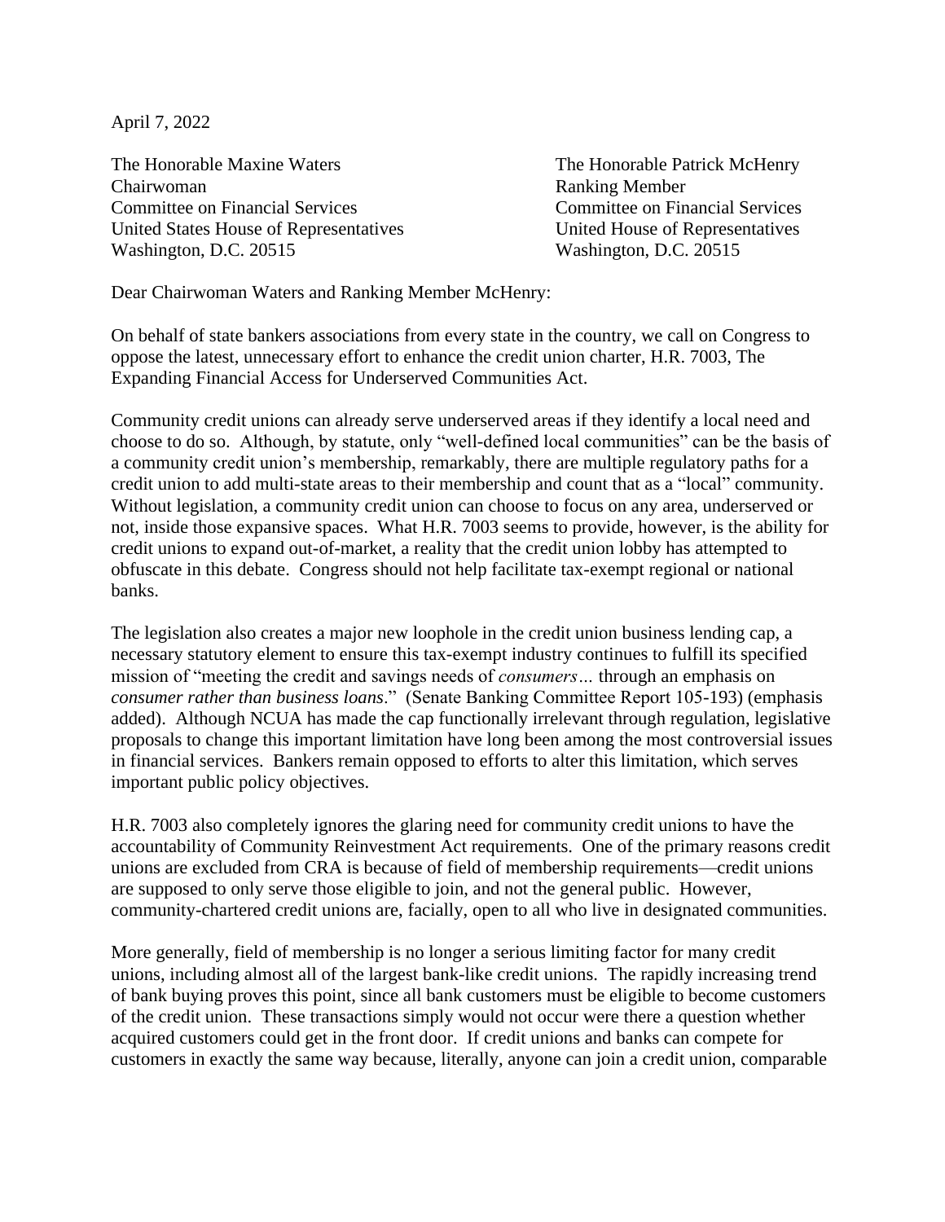April 7, 2022

The Honorable Maxine Waters
Chairwoman
Committee on Financial Services
United States House of Representatives
Washington, D.C. 20515

The Honorable Patrick McHenry
Ranking Member
Committee on Financial Services
United House of Representatives
Washington, D.C. 20515

Dear Chairwoman Waters and Ranking Member McHenry:

On behalf of state bankers associations from every state in the country, we call on Congress to oppose the latest, unnecessary effort to enhance the credit union charter, H.R. 7003, The Expanding Financial Access for Underserved Communities Act.

Community credit unions can already serve underserved areas if they identify a local need and choose to do so. Although, by statute, only "well-defined local communities" can be the basis of a community credit union's membership, remarkably, there are multiple regulatory paths for a credit union to add multi-state areas to their membership and count that as a "local" community. Without legislation, a community credit union can choose to focus on any area, underserved or not, inside those expansive spaces. What H.R. 7003 seems to provide, however, is the ability for credit unions to expand out-of-market, a reality that the credit union lobby has attempted to obfuscate in this debate. Congress should not help facilitate tax-exempt regional or national banks.

The legislation also creates a major new loophole in the credit union business lending cap, a necessary statutory element to ensure this tax-exempt industry continues to fulfill its specified mission of "meeting the credit and savings needs of *consumers…* through an emphasis on *consumer rather than business loans*." (Senate Banking Committee Report 105-193) (emphasis added). Although NCUA has made the cap functionally irrelevant through regulation, legislative proposals to change this important limitation have long been among the most controversial issues in financial services. Bankers remain opposed to efforts to alter this limitation, which serves important public policy objectives.

H.R. 7003 also completely ignores the glaring need for community credit unions to have the accountability of Community Reinvestment Act requirements. One of the primary reasons credit unions are excluded from CRA is because of field of membership requirements—credit unions are supposed to only serve those eligible to join, and not the general public. However, community-chartered credit unions are, facially, open to all who live in designated communities.

More generally, field of membership is no longer a serious limiting factor for many credit unions, including almost all of the largest bank-like credit unions. The rapidly increasing trend of bank buying proves this point, since all bank customers must be eligible to become customers of the credit union. These transactions simply would not occur were there a question whether acquired customers could get in the front door. If credit unions and banks can compete for customers in exactly the same way because, literally, anyone can join a credit union, comparable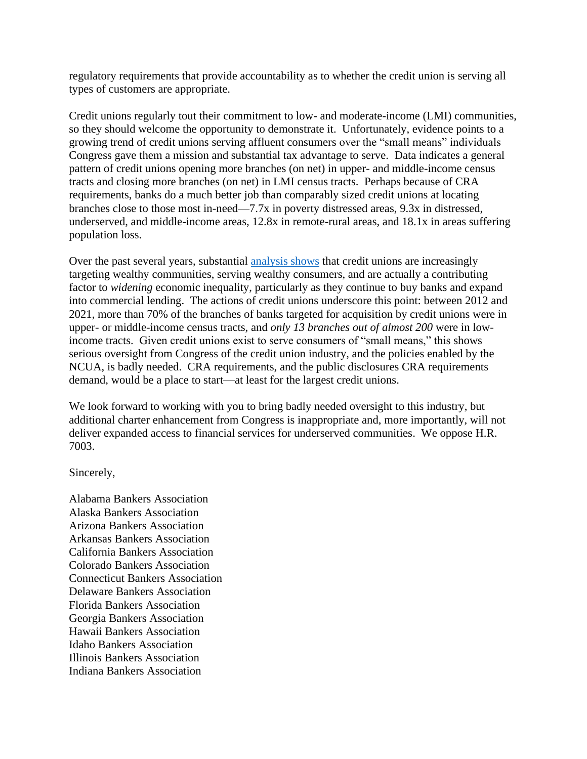regulatory requirements that provide accountability as to whether the credit union is serving all types of customers are appropriate.

Credit unions regularly tout their commitment to low- and moderate-income (LMI) communities, so they should welcome the opportunity to demonstrate it. Unfortunately, evidence points to a growing trend of credit unions serving affluent consumers over the "small means" individuals Congress gave them a mission and substantial tax advantage to serve. Data indicates a general pattern of credit unions opening more branches (on net) in upper- and middle-income census tracts and closing more branches (on net) in LMI census tracts. Perhaps because of CRA requirements, banks do a much better job than comparably sized credit unions at locating branches close to those most in-need—7.7x in poverty distressed areas, 9.3x in distressed, underserved, and middle-income areas, 12.8x in remote-rural areas, and 18.1x in areas suffering population loss.

Over the past several years, substantial analysis shows that credit unions are increasingly targeting wealthy communities, serving wealthy consumers, and are actually a contributing factor to *widening* economic inequality, particularly as they continue to buy banks and expand into commercial lending. The actions of credit unions underscore this point: between 2012 and 2021, more than 70% of the branches of banks targeted for acquisition by credit unions were in upper- or middle-income census tracts, and *only 13 branches out of almost 200* were in low-income tracts. Given credit unions exist to serve consumers of "small means," this shows serious oversight from Congress of the credit union industry, and the policies enabled by the NCUA, is badly needed. CRA requirements, and the public disclosures CRA requirements demand, would be a place to start—at least for the largest credit unions.

We look forward to working with you to bring badly needed oversight to this industry, but additional charter enhancement from Congress is inappropriate and, more importantly, will not deliver expanded access to financial services for underserved communities. We oppose H.R. 7003.

Sincerely,

Alabama Bankers Association
Alaska Bankers Association
Arizona Bankers Association
Arkansas Bankers Association
California Bankers Association
Colorado Bankers Association
Connecticut Bankers Association
Delaware Bankers Association
Florida Bankers Association
Georgia Bankers Association
Hawaii Bankers Association
Idaho Bankers Association
Illinois Bankers Association
Indiana Bankers Association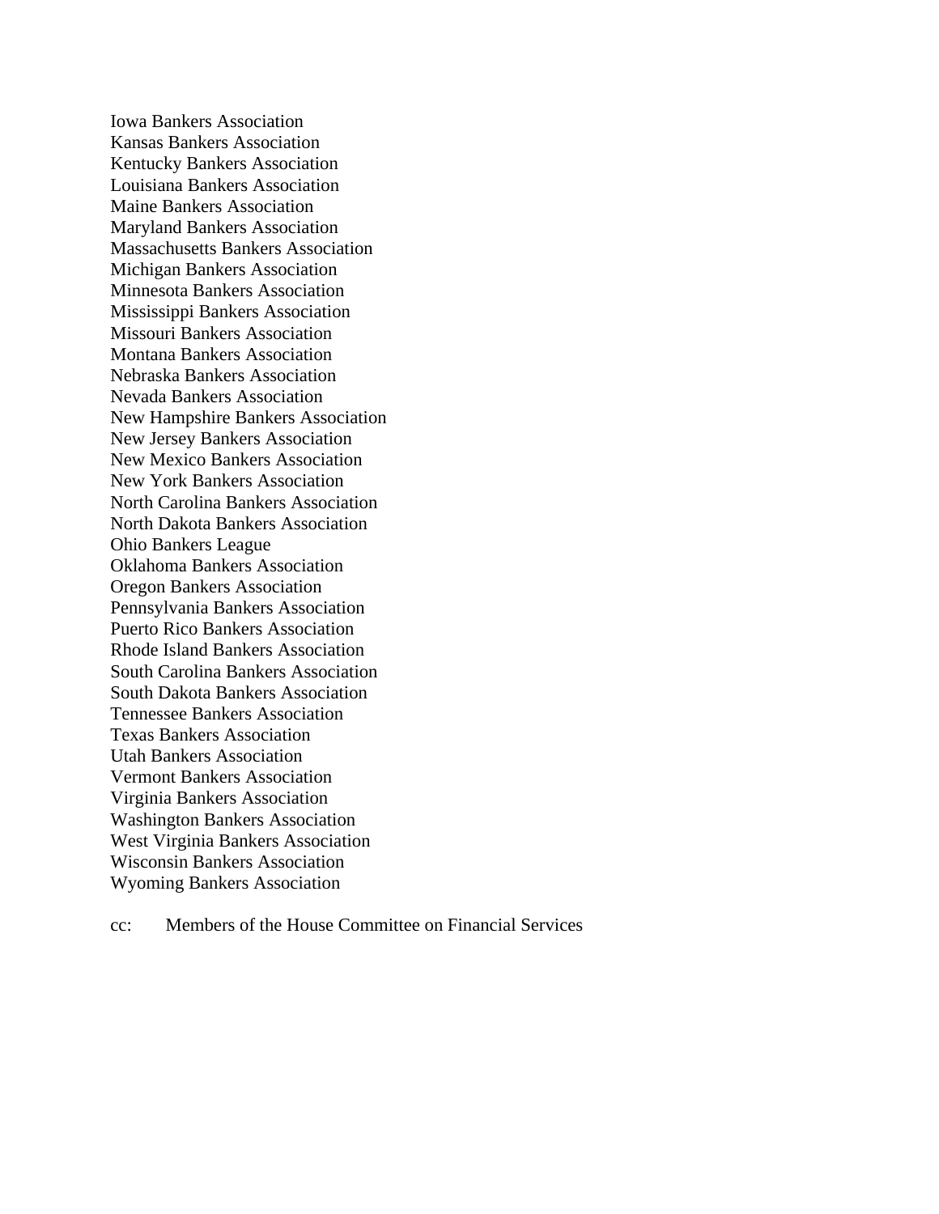Iowa Bankers Association
Kansas Bankers Association
Kentucky Bankers Association
Louisiana Bankers Association
Maine Bankers Association
Maryland Bankers Association
Massachusetts Bankers Association
Michigan Bankers Association
Minnesota Bankers Association
Mississippi Bankers Association
Missouri Bankers Association
Montana Bankers Association
Nebraska Bankers Association
Nevada Bankers Association
New Hampshire Bankers Association
New Jersey Bankers Association
New Mexico Bankers Association
New York Bankers Association
North Carolina Bankers Association
North Dakota Bankers Association
Ohio Bankers League
Oklahoma Bankers Association
Oregon Bankers Association
Pennsylvania Bankers Association
Puerto Rico Bankers Association
Rhode Island Bankers Association
South Carolina Bankers Association
South Dakota Bankers Association
Tennessee Bankers Association
Texas Bankers Association
Utah Bankers Association
Vermont Bankers Association
Virginia Bankers Association
Washington Bankers Association
West Virginia Bankers Association
Wisconsin Bankers Association
Wyoming Bankers Association

cc: Members of the House Committee on Financial Services